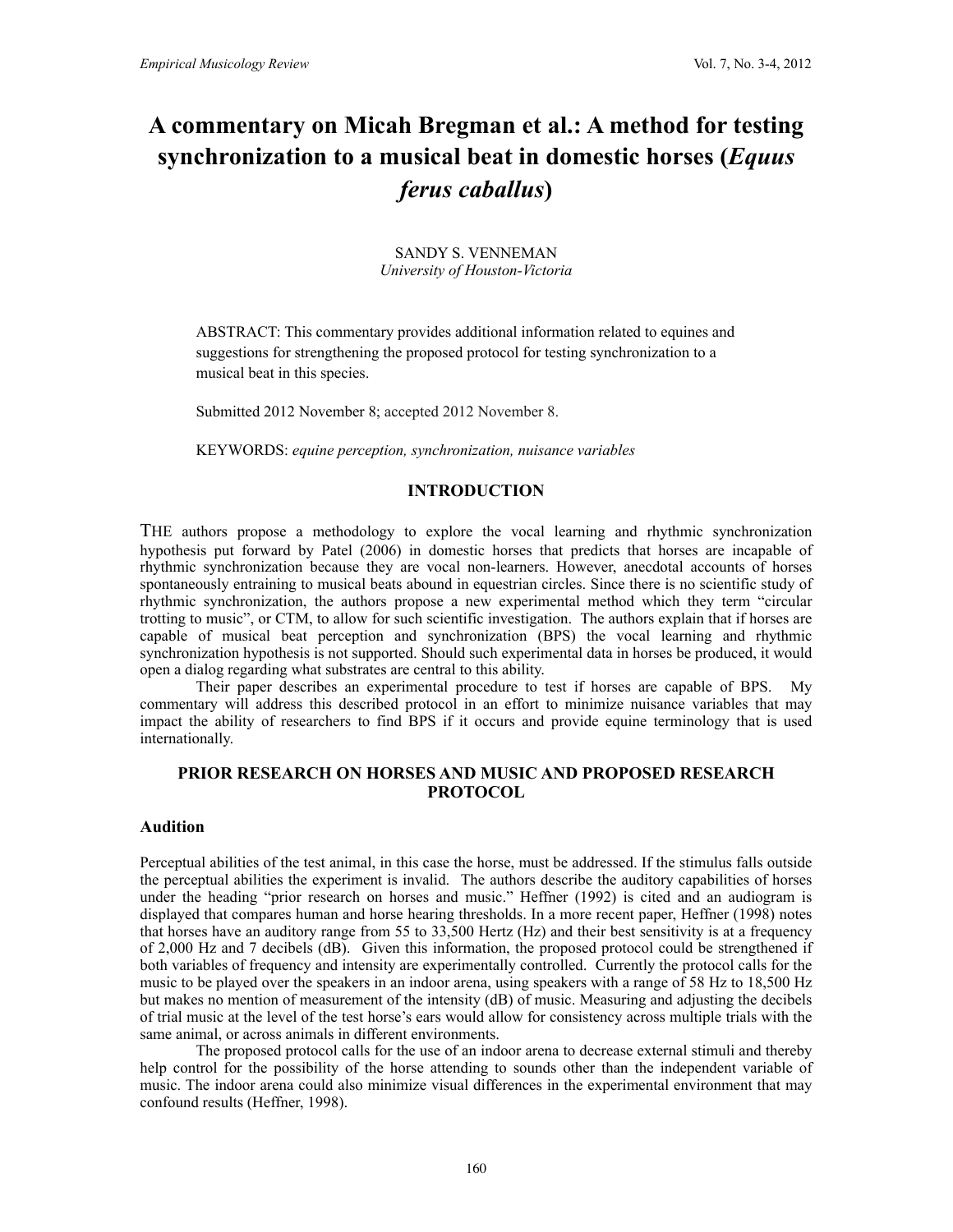# A commentary on Micah Bregman et al.: A method for testing synchronization to a musical beat in domestic horses (*Equus ferus caballus*)

SANDY S. VENNEMAN
*University of Houston-Victoria*

ABSTRACT: This commentary provides additional information related to equines and suggestions for strengthening the proposed protocol for testing synchronization to a musical beat in this species.

Submitted 2012 November 8; accepted 2012 November 8.

KEYWORDS: *equine perception, synchronization, nuisance variables*

## INTRODUCTION

THE authors propose a methodology to explore the vocal learning and rhythmic synchronization hypothesis put forward by Patel (2006) in domestic horses that predicts that horses are incapable of rhythmic synchronization because they are vocal non-learners. However, anecdotal accounts of horses spontaneously entraining to musical beats abound in equestrian circles. Since there is no scientific study of rhythmic synchronization, the authors propose a new experimental method which they term "circular trotting to music", or CTM, to allow for such scientific investigation. The authors explain that if horses are capable of musical beat perception and synchronization (BPS) the vocal learning and rhythmic synchronization hypothesis is not supported. Should such experimental data in horses be produced, it would open a dialog regarding what substrates are central to this ability.

Their paper describes an experimental procedure to test if horses are capable of BPS. My commentary will address this described protocol in an effort to minimize nuisance variables that may impact the ability of researchers to find BPS if it occurs and provide equine terminology that is used internationally.

## PRIOR RESEARCH ON HORSES AND MUSIC AND PROPOSED RESEARCH PROTOCOL

### Audition

Perceptual abilities of the test animal, in this case the horse, must be addressed. If the stimulus falls outside the perceptual abilities the experiment is invalid. The authors describe the auditory capabilities of horses under the heading "prior research on horses and music." Heffner (1992) is cited and an audiogram is displayed that compares human and horse hearing thresholds. In a more recent paper, Heffner (1998) notes that horses have an auditory range from 55 to 33,500 Hertz (Hz) and their best sensitivity is at a frequency of 2,000 Hz and 7 decibels (dB). Given this information, the proposed protocol could be strengthened if both variables of frequency and intensity are experimentally controlled. Currently the protocol calls for the music to be played over the speakers in an indoor arena, using speakers with a range of 58 Hz to 18,500 Hz but makes no mention of measurement of the intensity (dB) of music. Measuring and adjusting the decibels of trial music at the level of the test horse's ears would allow for consistency across multiple trials with the same animal, or across animals in different environments.

The proposed protocol calls for the use of an indoor arena to decrease external stimuli and thereby help control for the possibility of the horse attending to sounds other than the independent variable of music. The indoor arena could also minimize visual differences in the experimental environment that may confound results (Heffner, 1998).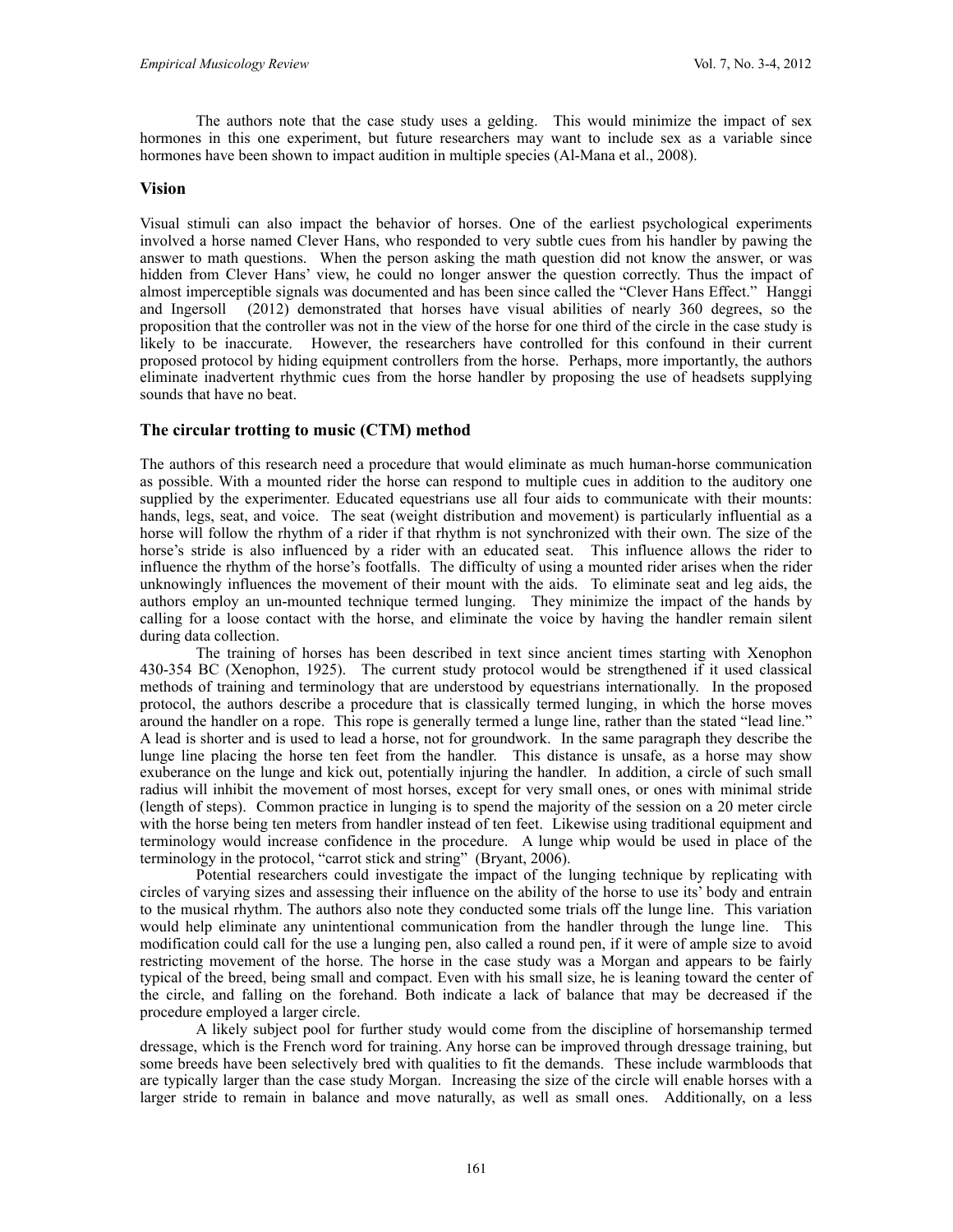The authors note that the case study uses a gelding. This would minimize the impact of sex hormones in this one experiment, but future researchers may want to include sex as a variable since hormones have been shown to impact audition in multiple species (Al-Mana et al., 2008).

### Vision

Visual stimuli can also impact the behavior of horses. One of the earliest psychological experiments involved a horse named Clever Hans, who responded to very subtle cues from his handler by pawing the answer to math questions. When the person asking the math question did not know the answer, or was hidden from Clever Hans' view, he could no longer answer the question correctly. Thus the impact of almost imperceptible signals was documented and has been since called the "Clever Hans Effect." Hanggi and Ingersoll (2012) demonstrated that horses have visual abilities of nearly 360 degrees, so the proposition that the controller was not in the view of the horse for one third of the circle in the case study is likely to be inaccurate. However, the researchers have controlled for this confound in their current proposed protocol by hiding equipment controllers from the horse. Perhaps, more importantly, the authors eliminate inadvertent rhythmic cues from the horse handler by proposing the use of headsets supplying sounds that have no beat.

### The circular trotting to music (CTM) method

The authors of this research need a procedure that would eliminate as much human-horse communication as possible. With a mounted rider the horse can respond to multiple cues in addition to the auditory one supplied by the experimenter. Educated equestrians use all four aids to communicate with their mounts: hands, legs, seat, and voice. The seat (weight distribution and movement) is particularly influential as a horse will follow the rhythm of a rider if that rhythm is not synchronized with their own. The size of the horse's stride is also influenced by a rider with an educated seat. This influence allows the rider to influence the rhythm of the horse's footfalls. The difficulty of using a mounted rider arises when the rider unknowingly influences the movement of their mount with the aids. To eliminate seat and leg aids, the authors employ an un-mounted technique termed lunging. They minimize the impact of the hands by calling for a loose contact with the horse, and eliminate the voice by having the handler remain silent during data collection.

The training of horses has been described in text since ancient times starting with Xenophon 430-354 BC (Xenophon, 1925). The current study protocol would be strengthened if it used classical methods of training and terminology that are understood by equestrians internationally. In the proposed protocol, the authors describe a procedure that is classically termed lunging, in which the horse moves around the handler on a rope. This rope is generally termed a lunge line, rather than the stated "lead line." A lead is shorter and is used to lead a horse, not for groundwork. In the same paragraph they describe the lunge line placing the horse ten feet from the handler. This distance is unsafe, as a horse may show exuberance on the lunge and kick out, potentially injuring the handler. In addition, a circle of such small radius will inhibit the movement of most horses, except for very small ones, or ones with minimal stride (length of steps). Common practice in lunging is to spend the majority of the session on a 20 meter circle with the horse being ten meters from handler instead of ten feet. Likewise using traditional equipment and terminology would increase confidence in the procedure. A lunge whip would be used in place of the terminology in the protocol, "carrot stick and string" (Bryant, 2006).

Potential researchers could investigate the impact of the lunging technique by replicating with circles of varying sizes and assessing their influence on the ability of the horse to use its' body and entrain to the musical rhythm. The authors also note they conducted some trials off the lunge line. This variation would help eliminate any unintentional communication from the handler through the lunge line. This modification could call for the use a lunging pen, also called a round pen, if it were of ample size to avoid restricting movement of the horse. The horse in the case study was a Morgan and appears to be fairly typical of the breed, being small and compact. Even with his small size, he is leaning toward the center of the circle, and falling on the forehand. Both indicate a lack of balance that may be decreased if the procedure employed a larger circle.

A likely subject pool for further study would come from the discipline of horsemanship termed dressage, which is the French word for training. Any horse can be improved through dressage training, but some breeds have been selectively bred with qualities to fit the demands. These include warmbloods that are typically larger than the case study Morgan. Increasing the size of the circle will enable horses with a larger stride to remain in balance and move naturally, as well as small ones. Additionally, on a less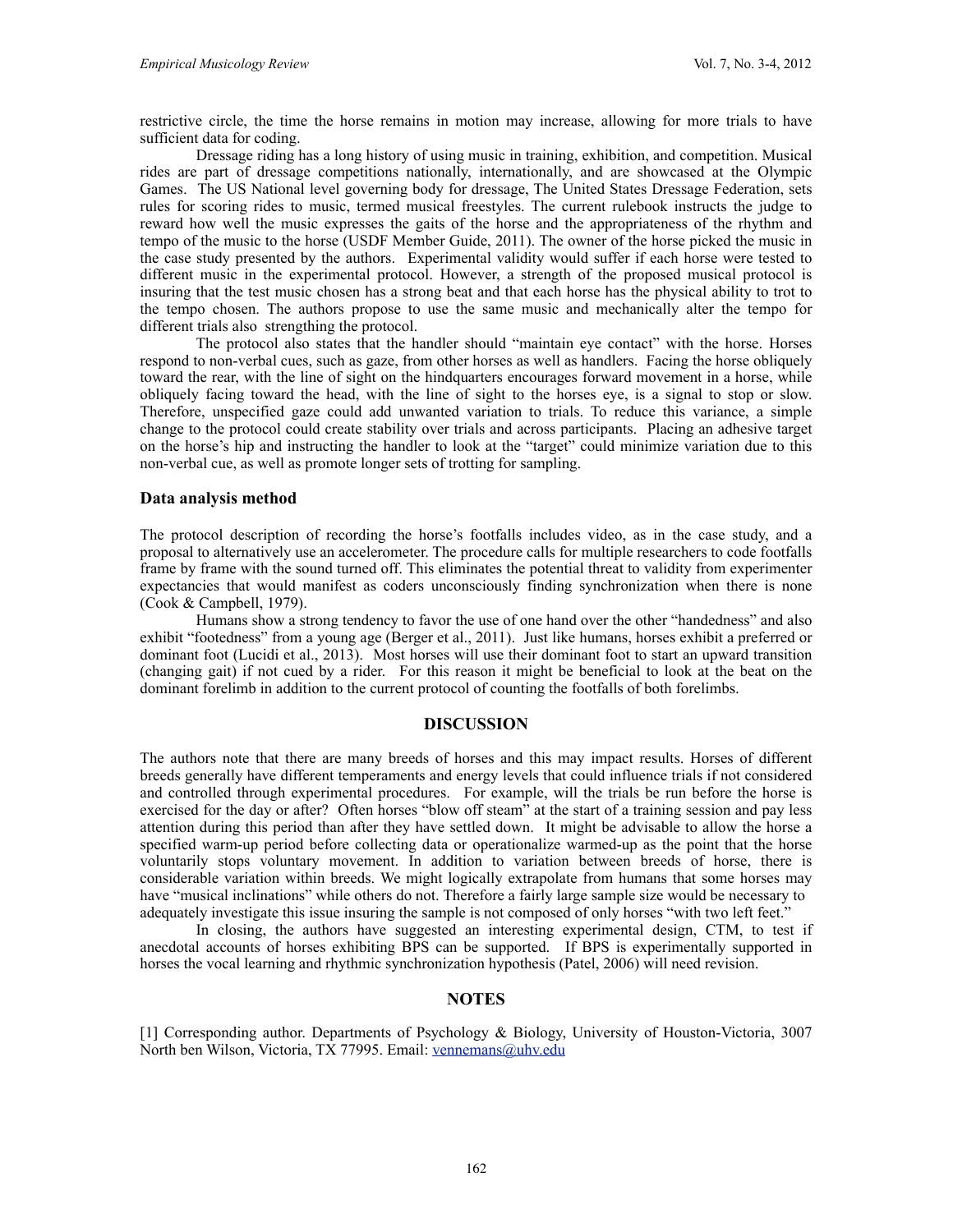restrictive circle, the time the horse remains in motion may increase, allowing for more trials to have sufficient data for coding.

Dressage riding has a long history of using music in training, exhibition, and competition. Musical rides are part of dressage competitions nationally, internationally, and are showcased at the Olympic Games. The US National level governing body for dressage, The United States Dressage Federation, sets rules for scoring rides to music, termed musical freestyles. The current rulebook instructs the judge to reward how well the music expresses the gaits of the horse and the appropriateness of the rhythm and tempo of the music to the horse (USDF Member Guide, 2011). The owner of the horse picked the music in the case study presented by the authors. Experimental validity would suffer if each horse were tested to different music in the experimental protocol. However, a strength of the proposed musical protocol is insuring that the test music chosen has a strong beat and that each horse has the physical ability to trot to the tempo chosen. The authors propose to use the same music and mechanically alter the tempo for different trials also strengthening the protocol.

The protocol also states that the handler should "maintain eye contact" with the horse. Horses respond to non-verbal cues, such as gaze, from other horses as well as handlers. Facing the horse obliquely toward the rear, with the line of sight on the hindquarters encourages forward movement in a horse, while obliquely facing toward the head, with the line of sight to the horses eye, is a signal to stop or slow. Therefore, unspecified gaze could add unwanted variation to trials. To reduce this variance, a simple change to the protocol could create stability over trials and across participants. Placing an adhesive target on the horse's hip and instructing the handler to look at the "target" could minimize variation due to this non-verbal cue, as well as promote longer sets of trotting for sampling.

### Data analysis method

The protocol description of recording the horse's footfalls includes video, as in the case study, and a proposal to alternatively use an accelerometer. The procedure calls for multiple researchers to code footfalls frame by frame with the sound turned off. This eliminates the potential threat to validity from experimenter expectancies that would manifest as coders unconsciously finding synchronization when there is none (Cook & Campbell, 1979).

Humans show a strong tendency to favor the use of one hand over the other "handedness" and also exhibit "footedness" from a young age (Berger et al., 2011). Just like humans, horses exhibit a preferred or dominant foot (Lucidi et al., 2013). Most horses will use their dominant foot to start an upward transition (changing gait) if not cued by a rider. For this reason it might be beneficial to look at the beat on the dominant forelimb in addition to the current protocol of counting the footfalls of both forelimbs.

## DISCUSSION

The authors note that there are many breeds of horses and this may impact results. Horses of different breeds generally have different temperaments and energy levels that could influence trials if not considered and controlled through experimental procedures. For example, will the trials be run before the horse is exercised for the day or after? Often horses "blow off steam" at the start of a training session and pay less attention during this period than after they have settled down. It might be advisable to allow the horse a specified warm-up period before collecting data or operationalize warmed-up as the point that the horse voluntarily stops voluntary movement. In addition to variation between breeds of horse, there is considerable variation within breeds. We might logically extrapolate from humans that some horses may have "musical inclinations" while others do not. Therefore a fairly large sample size would be necessary to adequately investigate this issue insuring the sample is not composed of only horses "with two left feet."

In closing, the authors have suggested an interesting experimental design, CTM, to test if anecdotal accounts of horses exhibiting BPS can be supported. If BPS is experimentally supported in horses the vocal learning and rhythmic synchronization hypothesis (Patel, 2006) will need revision.

## NOTES

[1] Corresponding author. Departments of Psychology & Biology, University of Houston-Victoria, 3007 North ben Wilson, Victoria, TX 77995. Email: vennemans@uhv.edu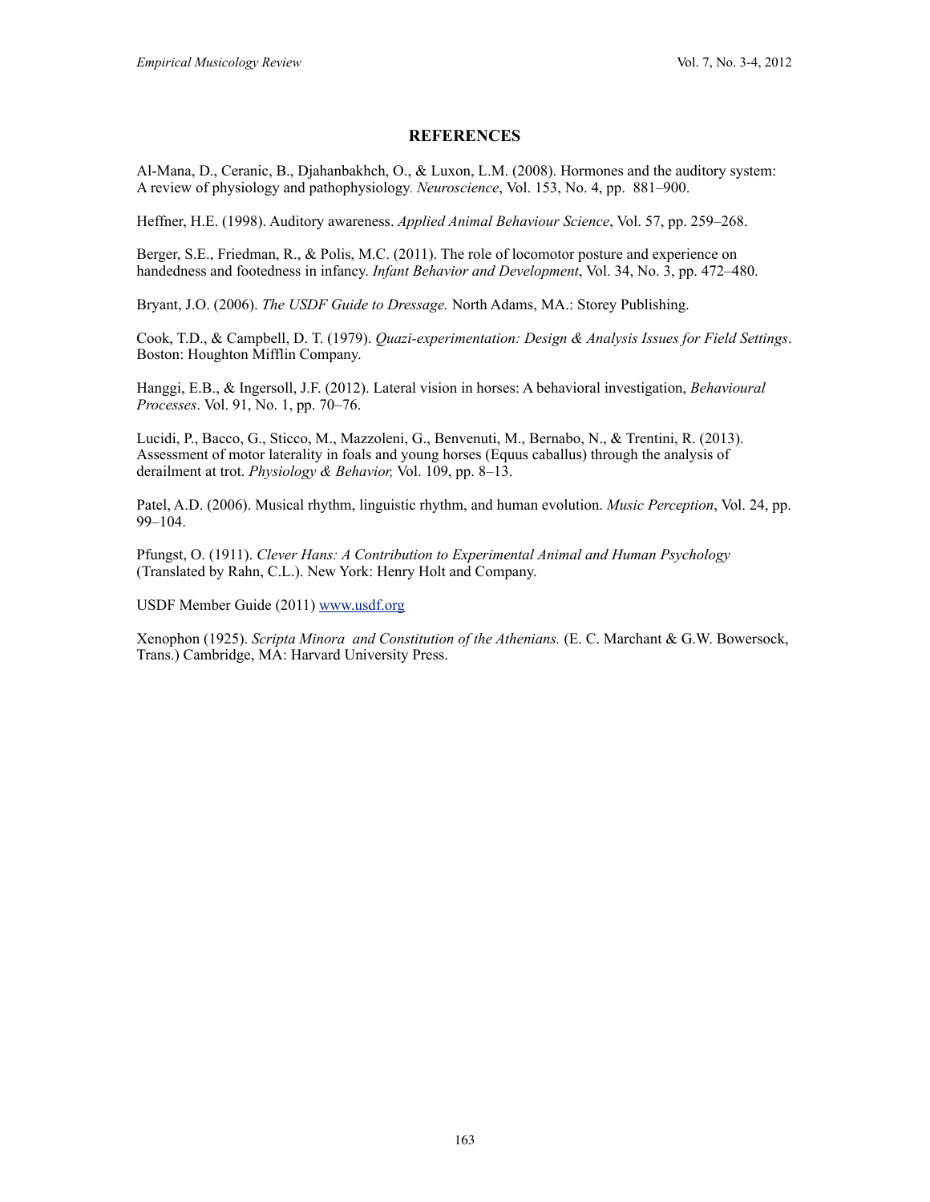## REFERENCES

Al-Mana, D., Ceranic, B., Djahanbakhch, O., & Luxon, L.M. (2008). Hormones and the auditory system: A review of physiology and pathophysiology. *Neuroscience*, Vol. 153, No. 4, pp. 881–900.

Heffner, H.E. (1998). Auditory awareness. *Applied Animal Behaviour Science*, Vol. 57, pp. 259–268.

Berger, S.E., Friedman, R., & Polis, M.C. (2011). The role of locomotor posture and experience on handedness and footedness in infancy. *Infant Behavior and Development*, Vol. 34, No. 3, pp. 472–480.

Bryant, J.O. (2006). *The USDF Guide to Dressage.* North Adams, MA.: Storey Publishing.

Cook, T.D., & Campbell, D. T. (1979). *Quazi-experimentation: Design & Analysis Issues for Field Settings*. Boston: Houghton Mifflin Company.

Hanggi, E.B., & Ingersoll, J.F. (2012). Lateral vision in horses: A behavioral investigation, *Behavioural Processes*. Vol. 91, No. 1, pp. 70–76.

Lucidi, P., Bacco, G., Sticco, M., Mazzoleni, G., Benvenuti, M., Bernabo, N., & Trentini, R. (2013). Assessment of motor laterality in foals and young horses (Equus caballus) through the analysis of derailment at trot. *Physiology & Behavior,* Vol. 109, pp. 8–13.

Patel, A.D. (2006). Musical rhythm, linguistic rhythm, and human evolution. *Music Perception*, Vol. 24, pp. 99–104.

Pfungst, O. (1911). *Clever Hans: A Contribution to Experimental Animal and Human Psychology* (Translated by Rahn, C.L.). New York: Henry Holt and Company.

USDF Member Guide (2011) www.usdf.org

Xenophon (1925). *Scripta Minora and Constitution of the Athenians.* (E. C. Marchant & G.W. Bowersock, Trans.) Cambridge, MA: Harvard University Press.